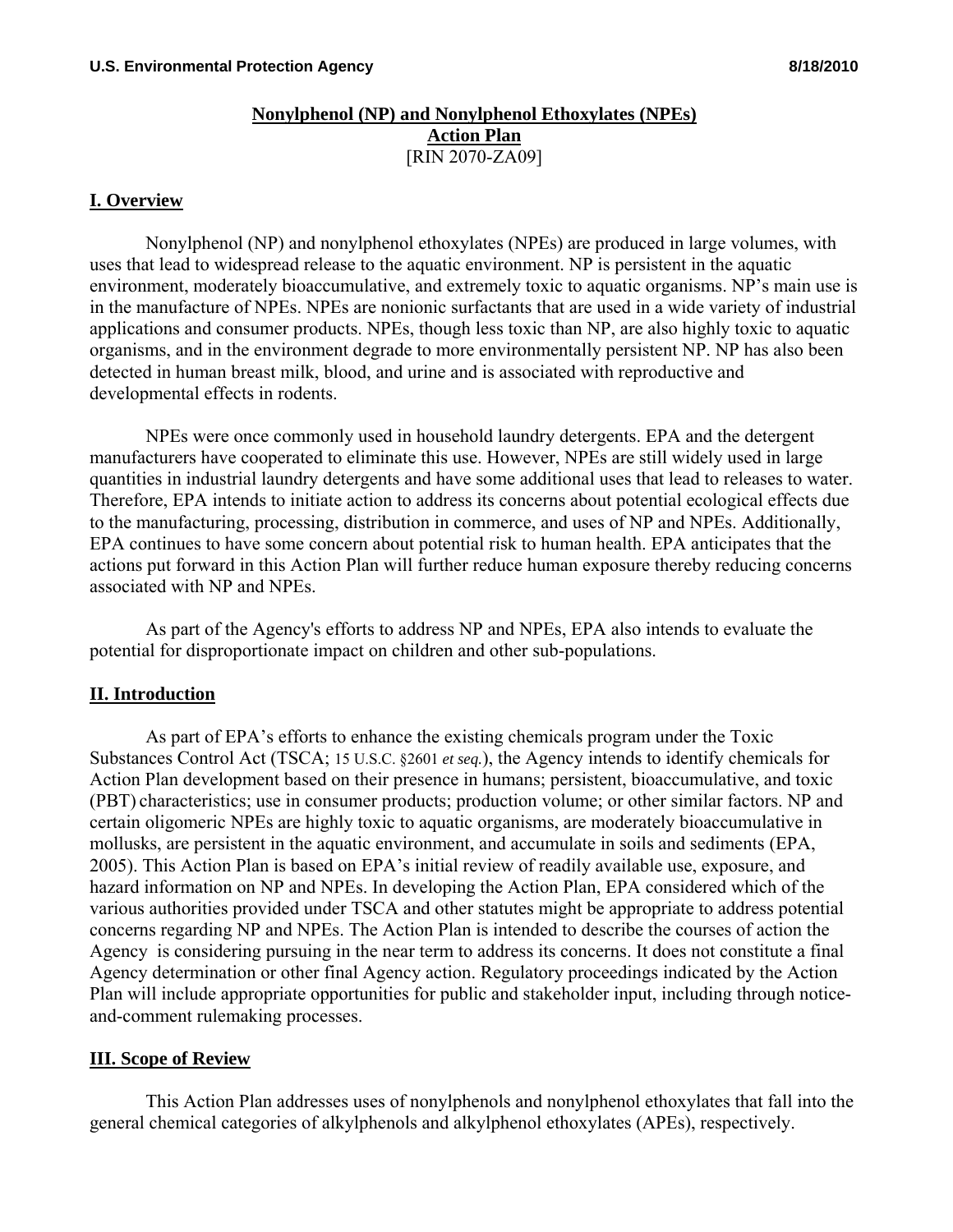# Nonylphenol (NP) and Nonylphenol Ethoxylates (NPEs) Action Plan

[RIN 2070-ZA09]

## I. Overview

Nonylphenol (NP) and nonylphenol ethoxylates (NPEs) are produced in large volumes, with uses that lead to widespread release to the aquatic environment. NP is persistent in the aquatic environment, moderately bioaccumulative, and extremely toxic to aquatic organisms. NP's main use is in the manufacture of NPEs. NPEs are nonionic surfactants that are used in a wide variety of industrial applications and consumer products. NPEs, though less toxic than NP, are also highly toxic to aquatic organisms, and in the environment degrade to more environmentally persistent NP. NP has also been detected in human breast milk, blood, and urine and is associated with reproductive and developmental effects in rodents.

NPEs were once commonly used in household laundry detergents. EPA and the detergent manufacturers have cooperated to eliminate this use. However, NPEs are still widely used in large quantities in industrial laundry detergents and have some additional uses that lead to releases to water. Therefore, EPA intends to initiate action to address its concerns about potential ecological effects due to the manufacturing, processing, distribution in commerce, and uses of NP and NPEs. Additionally, EPA continues to have some concern about potential risk to human health. EPA anticipates that the actions put forward in this Action Plan will further reduce human exposure thereby reducing concerns associated with NP and NPEs.

As part of the Agency's efforts to address NP and NPEs, EPA also intends to evaluate the potential for disproportionate impact on children and other sub-populations.

## II. Introduction

As part of EPA's efforts to enhance the existing chemicals program under the Toxic Substances Control Act (TSCA; 15 U.S.C. §2601 *et seq.*), the Agency intends to identify chemicals for Action Plan development based on their presence in humans; persistent, bioaccumulative, and toxic (PBT) characteristics; use in consumer products; production volume; or other similar factors. NP and certain oligomeric NPEs are highly toxic to aquatic organisms, are moderately bioaccumulative in mollusks, are persistent in the aquatic environment, and accumulate in soils and sediments (EPA, 2005). This Action Plan is based on EPA's initial review of readily available use, exposure, and hazard information on NP and NPEs. In developing the Action Plan, EPA considered which of the various authorities provided under TSCA and other statutes might be appropriate to address potential concerns regarding NP and NPEs. The Action Plan is intended to describe the courses of action the Agency is considering pursuing in the near term to address its concerns. It does not constitute a final Agency determination or other final Agency action. Regulatory proceedings indicated by the Action Plan will include appropriate opportunities for public and stakeholder input, including through notice-and-comment rulemaking processes.

## III. Scope of Review

This Action Plan addresses uses of nonylphenols and nonylphenol ethoxylates that fall into the general chemical categories of alkylphenols and alkylphenol ethoxylates (APEs), respectively.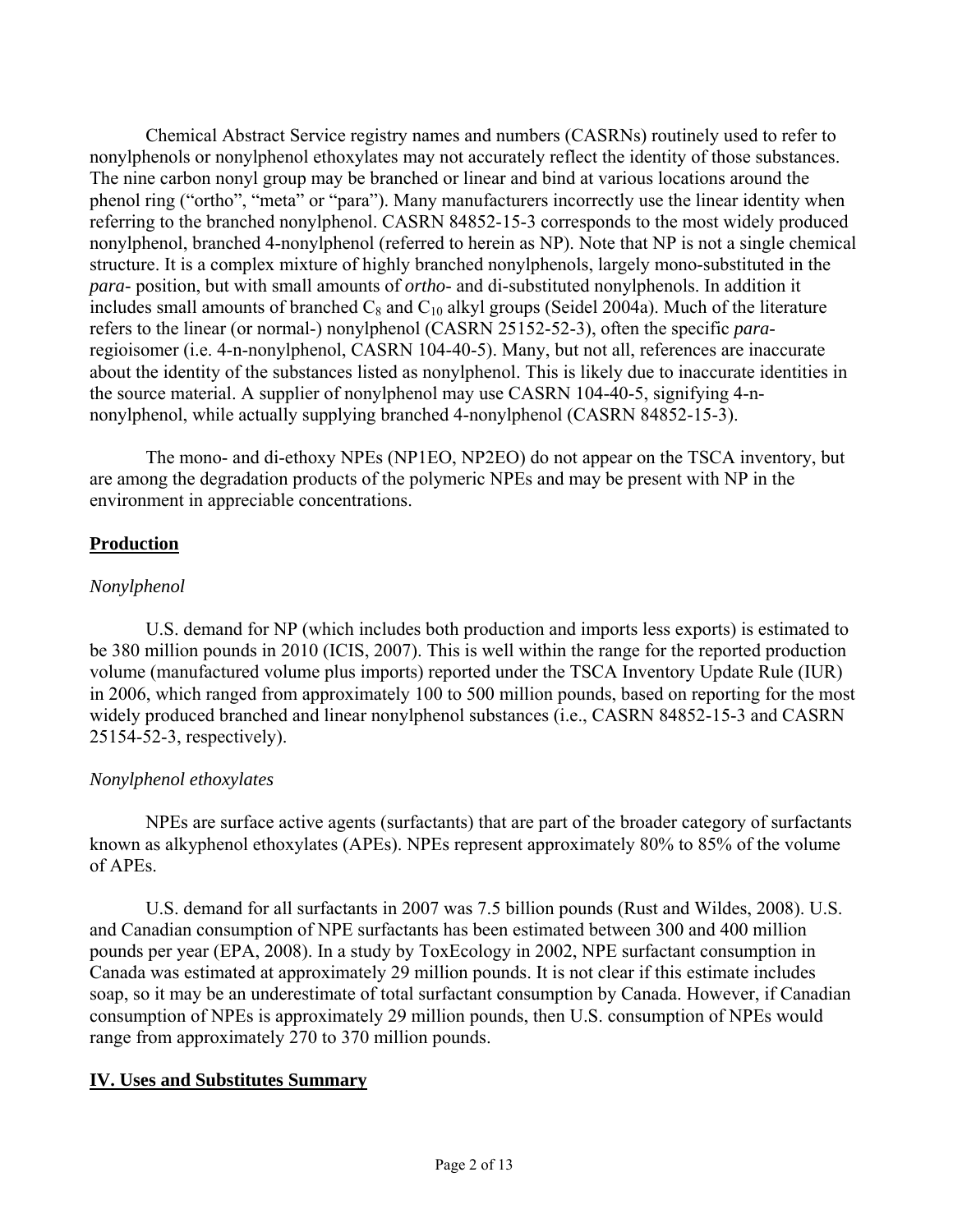Chemical Abstract Service registry names and numbers (CASRNs) routinely used to refer to nonylphenols or nonylphenol ethoxylates may not accurately reflect the identity of those substances. The nine carbon nonyl group may be branched or linear and bind at various locations around the phenol ring ("ortho", "meta" or "para"). Many manufacturers incorrectly use the linear identity when referring to the branched nonylphenol. CASRN 84852-15-3 corresponds to the most widely produced nonylphenol, branched 4-nonylphenol (referred to herein as NP). Note that NP is not a single chemical structure. It is a complex mixture of highly branched nonylphenols, largely mono-substituted in the *para*- position, but with small amounts of *ortho*- and di-substituted nonylphenols. In addition it includes small amounts of branched $C_8$ and $C_{10}$ alkyl groups (Seidel 2004a). Much of the literature refers to the linear (or normal-) nonylphenol (CASRN 25152-52-3), often the specific *para*-regioisomer (i.e. 4-n-nonylphenol, CASRN 104-40-5). Many, but not all, references are inaccurate about the identity of the substances listed as nonylphenol. This is likely due to inaccurate identities in the source material. A supplier of nonylphenol may use CASRN 104-40-5, signifying 4-n-nonylphenol, while actually supplying branched 4-nonylphenol (CASRN 84852-15-3).

The mono- and di-ethoxy NPEs (NP1EO, NP2EO) do not appear on the TSCA inventory, but are among the degradation products of the polymeric NPEs and may be present with NP in the environment in appreciable concentrations.

## Production

### *Nonylphenol*

U.S. demand for NP (which includes both production and imports less exports) is estimated to be 380 million pounds in 2010 (ICIS, 2007). This is well within the range for the reported production volume (manufactured volume plus imports) reported under the TSCA Inventory Update Rule (IUR) in 2006, which ranged from approximately 100 to 500 million pounds, based on reporting for the most widely produced branched and linear nonylphenol substances (i.e., CASRN 84852-15-3 and CASRN 25154-52-3, respectively).

### *Nonylphenol ethoxylates*

NPEs are surface active agents (surfactants) that are part of the broader category of surfactants known as alkyphenol ethoxylates (APEs). NPEs represent approximately 80% to 85% of the volume of APEs.

U.S. demand for all surfactants in 2007 was 7.5 billion pounds (Rust and Wildes, 2008). U.S. and Canadian consumption of NPE surfactants has been estimated between 300 and 400 million pounds per year (EPA, 2008). In a study by ToxEcology in 2002, NPE surfactant consumption in Canada was estimated at approximately 29 million pounds. It is not clear if this estimate includes soap, so it may be an underestimate of total surfactant consumption by Canada. However, if Canadian consumption of NPEs is approximately 29 million pounds, then U.S. consumption of NPEs would range from approximately 270 to 370 million pounds.

## IV. Uses and Substitutes Summary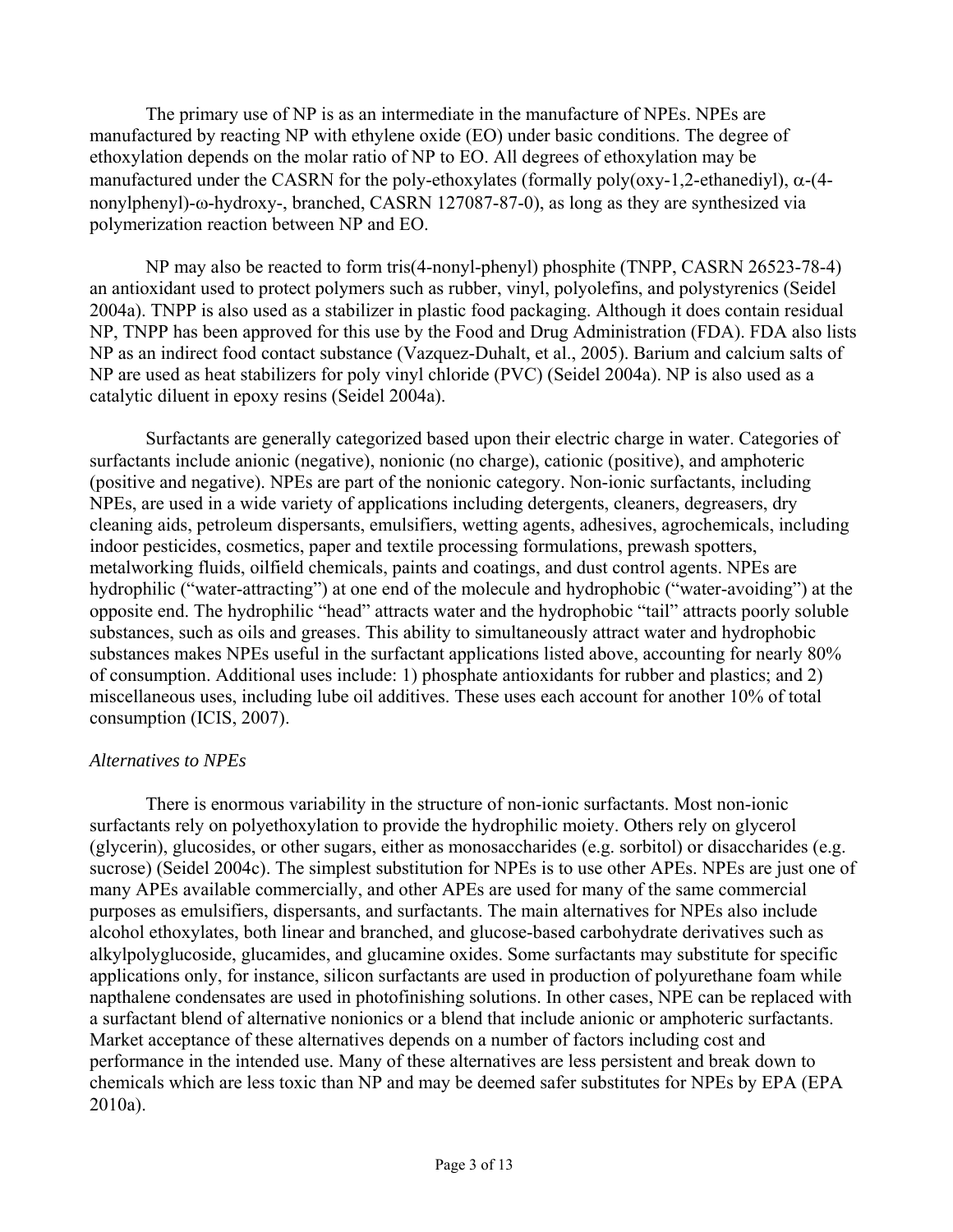The primary use of NP is as an intermediate in the manufacture of NPEs. NPEs are manufactured by reacting NP with ethylene oxide (EO) under basic conditions. The degree of ethoxylation depends on the molar ratio of NP to EO. All degrees of ethoxylation may be manufactured under the CASRN for the poly-ethoxylates (formally poly(oxy-1,2-ethanediyl), α-(4-nonylphenyl)-ω-hydroxy-, branched, CASRN 127087-87-0), as long as they are synthesized via polymerization reaction between NP and EO.

NP may also be reacted to form tris(4-nonyl-phenyl) phosphite (TNPP, CASRN 26523-78-4) an antioxidant used to protect polymers such as rubber, vinyl, polyolefins, and polystyrenics (Seidel 2004a). TNPP is also used as a stabilizer in plastic food packaging. Although it does contain residual NP, TNPP has been approved for this use by the Food and Drug Administration (FDA). FDA also lists NP as an indirect food contact substance (Vazquez-Duhalt, et al., 2005). Barium and calcium salts of NP are used as heat stabilizers for poly vinyl chloride (PVC) (Seidel 2004a). NP is also used as a catalytic diluent in epoxy resins (Seidel 2004a).

Surfactants are generally categorized based upon their electric charge in water. Categories of surfactants include anionic (negative), nonionic (no charge), cationic (positive), and amphoteric (positive and negative). NPEs are part of the nonionic category. Non-ionic surfactants, including NPEs, are used in a wide variety of applications including detergents, cleaners, degreasers, dry cleaning aids, petroleum dispersants, emulsifiers, wetting agents, adhesives, agrochemicals, including indoor pesticides, cosmetics, paper and textile processing formulations, prewash spotters, metalworking fluids, oilfield chemicals, paints and coatings, and dust control agents. NPEs are hydrophilic ("water-attracting") at one end of the molecule and hydrophobic ("water-avoiding") at the opposite end. The hydrophilic "head" attracts water and the hydrophobic "tail" attracts poorly soluble substances, such as oils and greases. This ability to simultaneously attract water and hydrophobic substances makes NPEs useful in the surfactant applications listed above, accounting for nearly 80% of consumption. Additional uses include: 1) phosphate antioxidants for rubber and plastics; and 2) miscellaneous uses, including lube oil additives. These uses each account for another 10% of total consumption (ICIS, 2007).

*Alternatives to NPEs*

There is enormous variability in the structure of non-ionic surfactants. Most non-ionic surfactants rely on polyethoxylation to provide the hydrophilic moiety. Others rely on glycerol (glycerin), glucosides, or other sugars, either as monosaccharides (e.g. sorbitol) or disaccharides (e.g. sucrose) (Seidel 2004c). The simplest substitution for NPEs is to use other APEs. NPEs are just one of many APEs available commercially, and other APEs are used for many of the same commercial purposes as emulsifiers, dispersants, and surfactants. The main alternatives for NPEs also include alcohol ethoxylates, both linear and branched, and glucose-based carbohydrate derivatives such as alkylpolyglucoside, glucamides, and glucamine oxides. Some surfactants may substitute for specific applications only, for instance, silicon surfactants are used in production of polyurethane foam while napthalene condensates are used in photofinishing solutions. In other cases, NPE can be replaced with a surfactant blend of alternative nonionics or a blend that include anionic or amphoteric surfactants. Market acceptance of these alternatives depends on a number of factors including cost and performance in the intended use. Many of these alternatives are less persistent and break down to chemicals which are less toxic than NP and may be deemed safer substitutes for NPEs by EPA (EPA 2010a).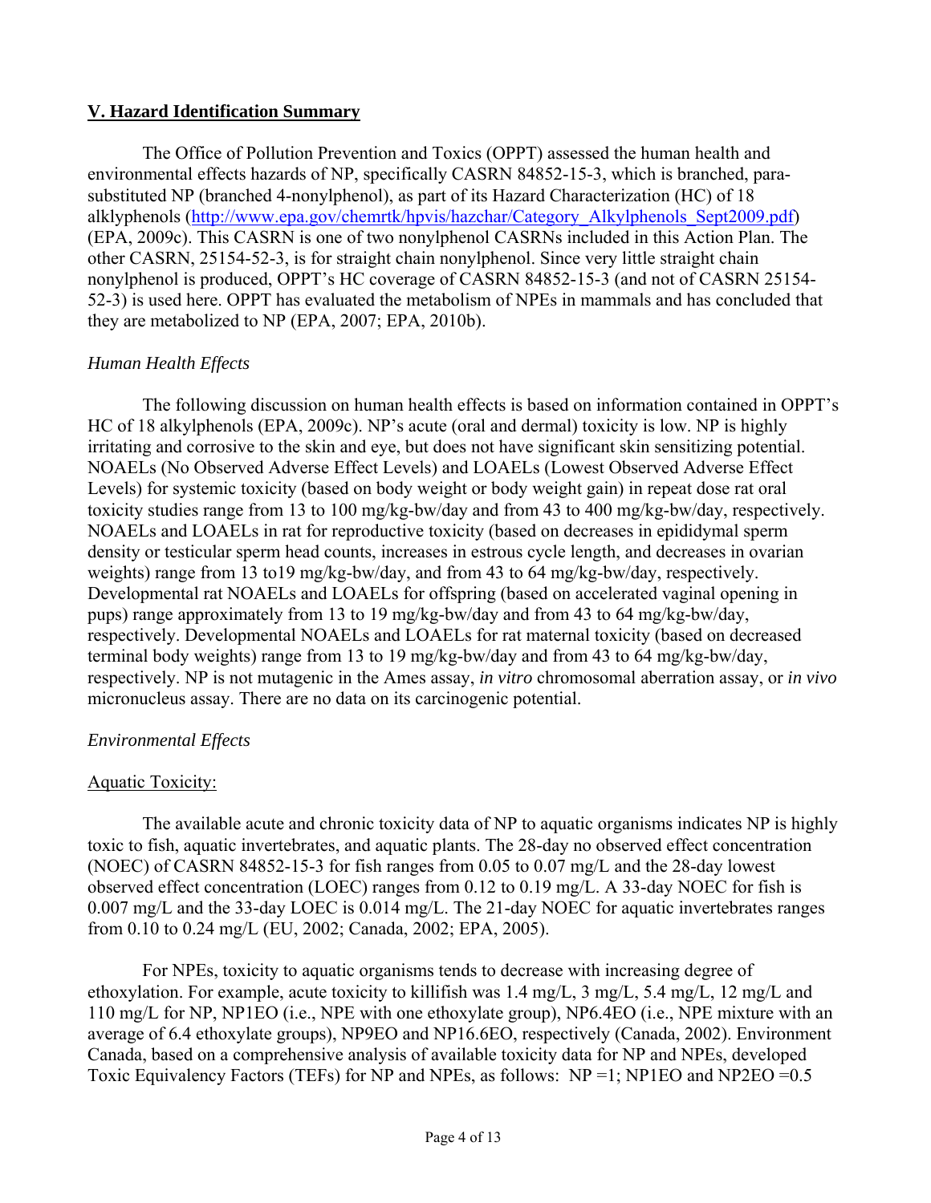## **V. Hazard Identification Summary**

The Office of Pollution Prevention and Toxics (OPPT) assessed the human health and environmental effects hazards of NP, specifically CASRN 84852-15-3, which is branched, para-substituted NP (branched 4-nonylphenol), as part of its Hazard Characterization (HC) of 18 alklyphenols (http://www.epa.gov/chemrtk/hpvis/hazchar/Category_Alkylphenols_Sept2009.pdf) (EPA, 2009c). This CASRN is one of two nonylphenol CASRNs included in this Action Plan. The other CASRN, 25154-52-3, is for straight chain nonylphenol. Since very little straight chain nonylphenol is produced, OPPT's HC coverage of CASRN 84852-15-3 (and not of CASRN 25154-52-3) is used here. OPPT has evaluated the metabolism of NPEs in mammals and has concluded that they are metabolized to NP (EPA, 2007; EPA, 2010b).

### *Human Health Effects*

The following discussion on human health effects is based on information contained in OPPT's HC of 18 alkylphenols (EPA, 2009c). NP's acute (oral and dermal) toxicity is low. NP is highly irritating and corrosive to the skin and eye, but does not have significant skin sensitizing potential. NOAELs (No Observed Adverse Effect Levels) and LOAELs (Lowest Observed Adverse Effect Levels) for systemic toxicity (based on body weight or body weight gain) in repeat dose rat oral toxicity studies range from 13 to 100 mg/kg-bw/day and from 43 to 400 mg/kg-bw/day, respectively. NOAELs and LOAELs in rat for reproductive toxicity (based on decreases in epididymal sperm density or testicular sperm head counts, increases in estrous cycle length, and decreases in ovarian weights) range from 13 to19 mg/kg-bw/day, and from 43 to 64 mg/kg-bw/day, respectively. Developmental rat NOAELs and LOAELs for offspring (based on accelerated vaginal opening in pups) range approximately from 13 to 19 mg/kg-bw/day and from 43 to 64 mg/kg-bw/day, respectively. Developmental NOAELs and LOAELs for rat maternal toxicity (based on decreased terminal body weights) range from 13 to 19 mg/kg-bw/day and from 43 to 64 mg/kg-bw/day, respectively. NP is not mutagenic in the Ames assay, *in vitro* chromosomal aberration assay, or *in vivo* micronucleus assay. There are no data on its carcinogenic potential.

### *Environmental Effects*

#### Aquatic Toxicity:

The available acute and chronic toxicity data of NP to aquatic organisms indicates NP is highly toxic to fish, aquatic invertebrates, and aquatic plants. The 28-day no observed effect concentration (NOEC) of CASRN 84852-15-3 for fish ranges from 0.05 to 0.07 mg/L and the 28-day lowest observed effect concentration (LOEC) ranges from 0.12 to 0.19 mg/L. A 33-day NOEC for fish is 0.007 mg/L and the 33-day LOEC is 0.014 mg/L. The 21-day NOEC for aquatic invertebrates ranges from 0.10 to 0.24 mg/L (EU, 2002; Canada, 2002; EPA, 2005).

For NPEs, toxicity to aquatic organisms tends to decrease with increasing degree of ethoxylation. For example, acute toxicity to killifish was 1.4 mg/L, 3 mg/L, 5.4 mg/L, 12 mg/L and 110 mg/L for NP, NP1EO (i.e., NPE with one ethoxylate group), NP6.4EO (i.e., NPE mixture with an average of 6.4 ethoxylate groups), NP9EO and NP16.6EO, respectively (Canada, 2002). Environment Canada, based on a comprehensive analysis of available toxicity data for NP and NPEs, developed Toxic Equivalency Factors (TEFs) for NP and NPEs, as follows: NP =1; NP1EO and NP2EO =0.5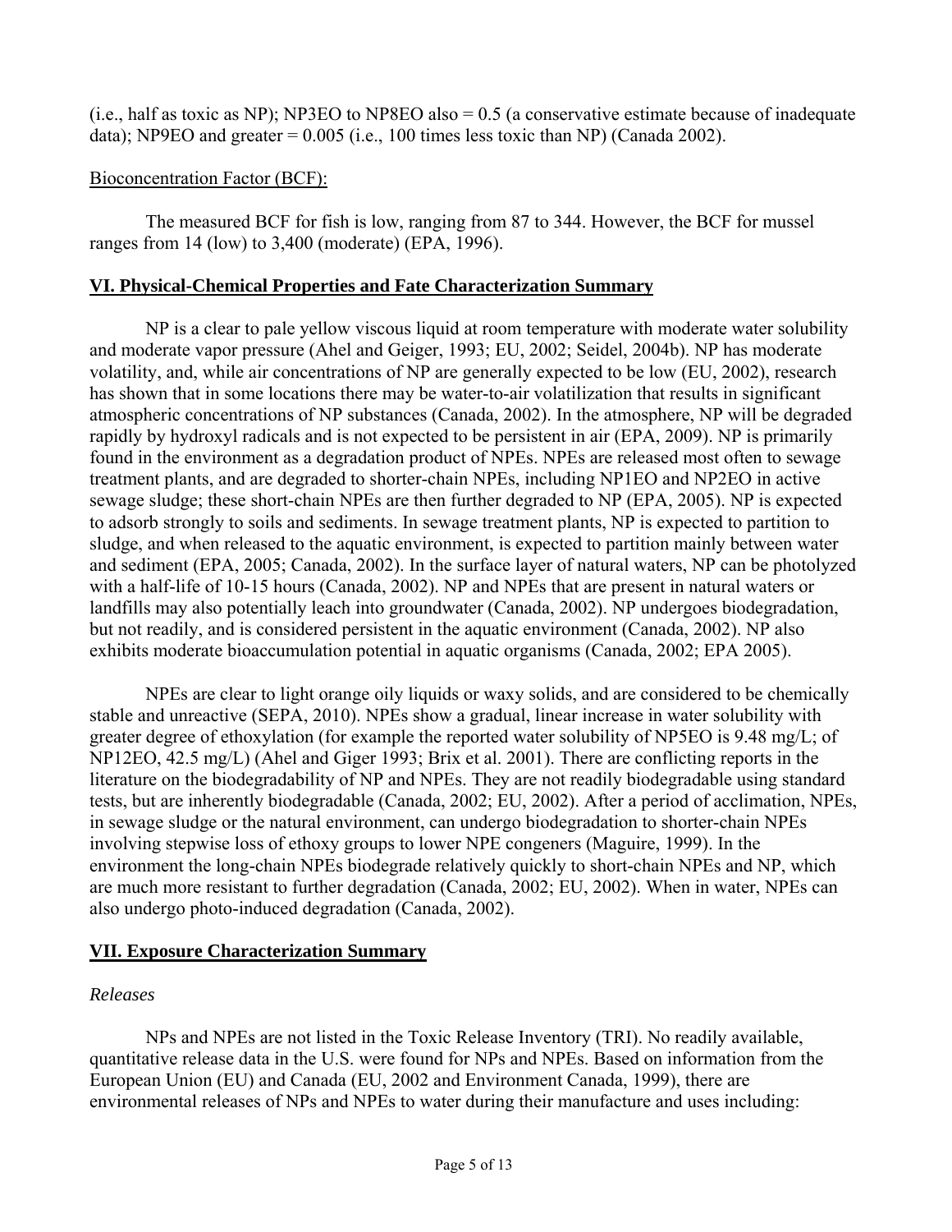(i.e., half as toxic as NP); NP3EO to NP8EO also = 0.5 (a conservative estimate because of inadequate data); NP9EO and greater = 0.005 (i.e., 100 times less toxic than NP) (Canada 2002).

Bioconcentration Factor (BCF):

The measured BCF for fish is low, ranging from 87 to 344. However, the BCF for mussel ranges from 14 (low) to 3,400 (moderate) (EPA, 1996).

## VI. Physical-Chemical Properties and Fate Characterization Summary

NP is a clear to pale yellow viscous liquid at room temperature with moderate water solubility and moderate vapor pressure (Ahel and Geiger, 1993; EU, 2002; Seidel, 2004b). NP has moderate volatility, and, while air concentrations of NP are generally expected to be low (EU, 2002), research has shown that in some locations there may be water-to-air volatilization that results in significant atmospheric concentrations of NP substances (Canada, 2002). In the atmosphere, NP will be degraded rapidly by hydroxyl radicals and is not expected to be persistent in air (EPA, 2009). NP is primarily found in the environment as a degradation product of NPEs. NPEs are released most often to sewage treatment plants, and are degraded to shorter-chain NPEs, including NP1EO and NP2EO in active sewage sludge; these short-chain NPEs are then further degraded to NP (EPA, 2005). NP is expected to adsorb strongly to soils and sediments. In sewage treatment plants, NP is expected to partition to sludge, and when released to the aquatic environment, is expected to partition mainly between water and sediment (EPA, 2005; Canada, 2002). In the surface layer of natural waters, NP can be photolyzed with a half-life of 10-15 hours (Canada, 2002). NP and NPEs that are present in natural waters or landfills may also potentially leach into groundwater (Canada, 2002). NP undergoes biodegradation, but not readily, and is considered persistent in the aquatic environment (Canada, 2002). NP also exhibits moderate bioaccumulation potential in aquatic organisms (Canada, 2002; EPA 2005).

NPEs are clear to light orange oily liquids or waxy solids, and are considered to be chemically stable and unreactive (SEPA, 2010). NPEs show a gradual, linear increase in water solubility with greater degree of ethoxylation (for example the reported water solubility of NP5EO is 9.48 mg/L; of NP12EO, 42.5 mg/L) (Ahel and Giger 1993; Brix et al. 2001). There are conflicting reports in the literature on the biodegradability of NP and NPEs. They are not readily biodegradable using standard tests, but are inherently biodegradable (Canada, 2002; EU, 2002). After a period of acclimation, NPEs, in sewage sludge or the natural environment, can undergo biodegradation to shorter-chain NPEs involving stepwise loss of ethoxy groups to lower NPE congeners (Maguire, 1999). In the environment the long-chain NPEs biodegrade relatively quickly to short-chain NPEs and NP, which are much more resistant to further degradation (Canada, 2002; EU, 2002). When in water, NPEs can also undergo photo-induced degradation (Canada, 2002).

## VII. Exposure Characterization Summary

*Releases*

NPs and NPEs are not listed in the Toxic Release Inventory (TRI). No readily available, quantitative release data in the U.S. were found for NPs and NPEs. Based on information from the European Union (EU) and Canada (EU, 2002 and Environment Canada, 1999), there are environmental releases of NPs and NPEs to water during their manufacture and uses including: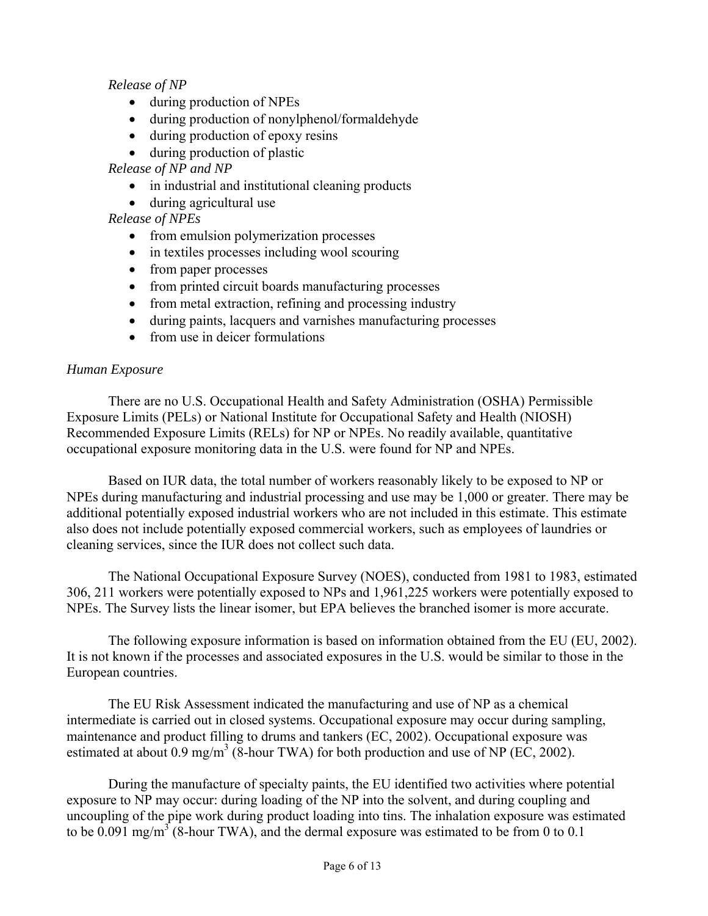*Release of NP*

- during production of NPEs
- during production of nonylphenol/formaldehyde
- during production of epoxy resins
- during production of plastic

*Release of NP and NP*

- in industrial and institutional cleaning products
- during agricultural use

*Release of NPEs*

- from emulsion polymerization processes
- in textiles processes including wool scouring
- from paper processes
- from printed circuit boards manufacturing processes
- from metal extraction, refining and processing industry
- during paints, lacquers and varnishes manufacturing processes
- from use in deicer formulations

*Human Exposure*

There are no U.S. Occupational Health and Safety Administration (OSHA) Permissible Exposure Limits (PELs) or National Institute for Occupational Safety and Health (NIOSH) Recommended Exposure Limits (RELs) for NP or NPEs. No readily available, quantitative occupational exposure monitoring data in the U.S. were found for NP and NPEs.

Based on IUR data, the total number of workers reasonably likely to be exposed to NP or NPEs during manufacturing and industrial processing and use may be 1,000 or greater. There may be additional potentially exposed industrial workers who are not included in this estimate. This estimate also does not include potentially exposed commercial workers, such as employees of laundries or cleaning services, since the IUR does not collect such data.

The National Occupational Exposure Survey (NOES), conducted from 1981 to 1983, estimated 306, 211 workers were potentially exposed to NPs and 1,961,225 workers were potentially exposed to NPEs. The Survey lists the linear isomer, but EPA believes the branched isomer is more accurate.

The following exposure information is based on information obtained from the EU (EU, 2002). It is not known if the processes and associated exposures in the U.S. would be similar to those in the European countries.

The EU Risk Assessment indicated the manufacturing and use of NP as a chemical intermediate is carried out in closed systems. Occupational exposure may occur during sampling, maintenance and product filling to drums and tankers (EC, 2002). Occupational exposure was estimated at about 0.9 mg/m$^3$ (8-hour TWA) for both production and use of NP (EC, 2002).

During the manufacture of specialty paints, the EU identified two activities where potential exposure to NP may occur: during loading of the NP into the solvent, and during coupling and uncoupling of the pipe work during product loading into tins. The inhalation exposure was estimated to be 0.091 mg/m$^3$ (8-hour TWA), and the dermal exposure was estimated to be from 0 to 0.1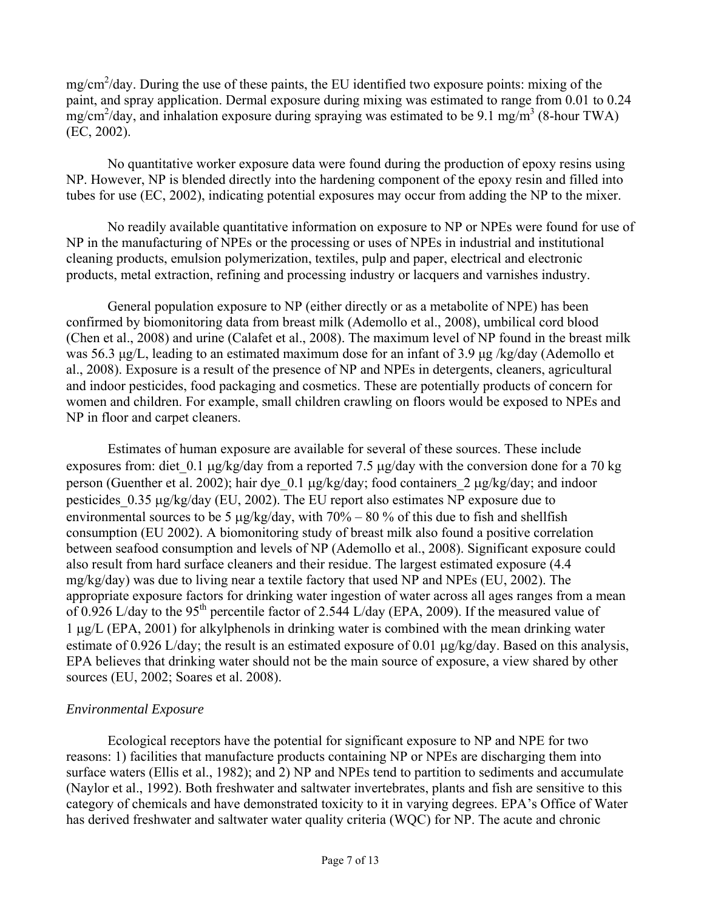$mg/cm^2$/day. During the use of these paints, the EU identified two exposure points: mixing of the paint, and spray application. Dermal exposure during mixing was estimated to range from 0.01 to 0.24 $mg/cm^2$/day, and inhalation exposure during spraying was estimated to be 9.1 $mg/m^3$ (8-hour TWA) (EC, 2002).

No quantitative worker exposure data were found during the production of epoxy resins using NP. However, NP is blended directly into the hardening component of the epoxy resin and filled into tubes for use (EC, 2002), indicating potential exposures may occur from adding the NP to the mixer.

No readily available quantitative information on exposure to NP or NPEs were found for use of NP in the manufacturing of NPEs or the processing or uses of NPEs in industrial and institutional cleaning products, emulsion polymerization, textiles, pulp and paper, electrical and electronic products, metal extraction, refining and processing industry or lacquers and varnishes industry.

General population exposure to NP (either directly or as a metabolite of NPE) has been confirmed by biomonitoring data from breast milk (Ademollo et al., 2008), umbilical cord blood (Chen et al., 2008) and urine (Calafet et al., 2008). The maximum level of NP found in the breast milk was 56.3 μg/L, leading to an estimated maximum dose for an infant of 3.9 μg /kg/day (Ademollo et al., 2008). Exposure is a result of the presence of NP and NPEs in detergents, cleaners, agricultural and indoor pesticides, food packaging and cosmetics. These are potentially products of concern for women and children. For example, small children crawling on floors would be exposed to NPEs and NP in floor and carpet cleaners.

Estimates of human exposure are available for several of these sources. These include exposures from: diet_0.1 μg/kg/day from a reported 7.5 μg/day with the conversion done for a 70 kg person (Guenther et al. 2002); hair dye_0.1 μg/kg/day; food containers_2 μg/kg/day; and indoor pesticides_0.35 μg/kg/day (EU, 2002). The EU report also estimates NP exposure due to environmental sources to be 5 μg/kg/day, with 70% – 80 % of this due to fish and shellfish consumption (EU 2002). A biomonitoring study of breast milk also found a positive correlation between seafood consumption and levels of NP (Ademollo et al., 2008). Significant exposure could also result from hard surface cleaners and their residue. The largest estimated exposure (4.4 mg/kg/day) was due to living near a textile factory that used NP and NPEs (EU, 2002). The appropriate exposure factors for drinking water ingestion of water across all ages ranges from a mean of 0.926 L/day to the 95th percentile factor of 2.544 L/day (EPA, 2009). If the measured value of 1 μg/L (EPA, 2001) for alkylphenols in drinking water is combined with the mean drinking water estimate of 0.926 L/day; the result is an estimated exposure of 0.01 μg/kg/day. Based on this analysis, EPA believes that drinking water should not be the main source of exposure, a view shared by other sources (EU, 2002; Soares et al. 2008).

*Environmental Exposure*

Ecological receptors have the potential for significant exposure to NP and NPE for two reasons: 1) facilities that manufacture products containing NP or NPEs are discharging them into surface waters (Ellis et al., 1982); and 2) NP and NPEs tend to partition to sediments and accumulate (Naylor et al., 1992). Both freshwater and saltwater invertebrates, plants and fish are sensitive to this category of chemicals and have demonstrated toxicity to it in varying degrees. EPA's Office of Water has derived freshwater and saltwater water quality criteria (WQC) for NP. The acute and chronic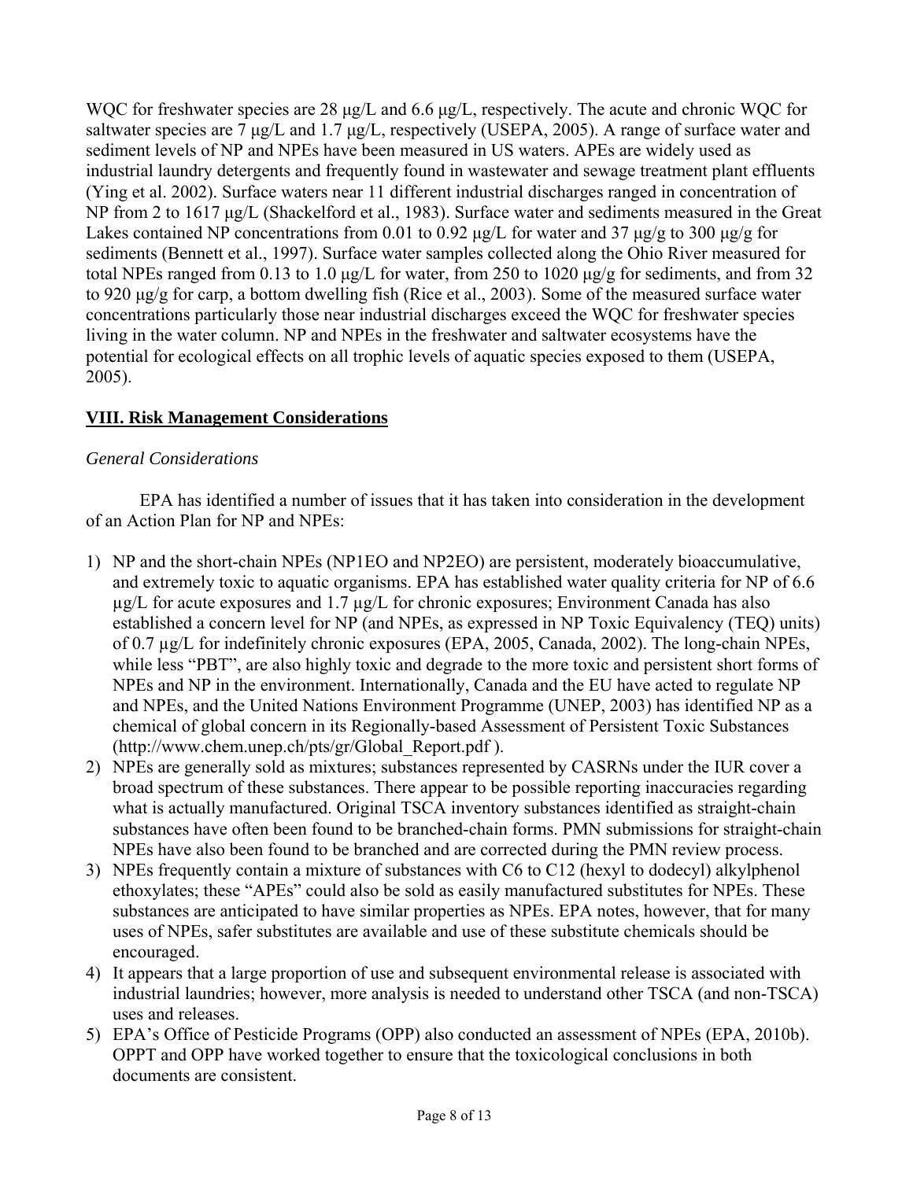WQC for freshwater species are 28 µg/L and 6.6 µg/L, respectively. The acute and chronic WQC for saltwater species are 7 µg/L and 1.7 µg/L, respectively (USEPA, 2005). A range of surface water and sediment levels of NP and NPEs have been measured in US waters. APEs are widely used as industrial laundry detergents and frequently found in wastewater and sewage treatment plant effluents (Ying et al. 2002). Surface waters near 11 different industrial discharges ranged in concentration of NP from 2 to 1617 µg/L (Shackelford et al., 1983). Surface water and sediments measured in the Great Lakes contained NP concentrations from 0.01 to 0.92 µg/L for water and 37 µg/g to 300 µg/g for sediments (Bennett et al., 1997). Surface water samples collected along the Ohio River measured for total NPEs ranged from 0.13 to 1.0 µg/L for water, from 250 to 1020 µg/g for sediments, and from 32 to 920 µg/g for carp, a bottom dwelling fish (Rice et al., 2003). Some of the measured surface water concentrations particularly those near industrial discharges exceed the WQC for freshwater species living in the water column. NP and NPEs in the freshwater and saltwater ecosystems have the potential for ecological effects on all trophic levels of aquatic species exposed to them (USEPA, 2005).

## VIII. Risk Management Considerations

*General Considerations*

EPA has identified a number of issues that it has taken into consideration in the development of an Action Plan for NP and NPEs:

1) NP and the short-chain NPEs (NP1EO and NP2EO) are persistent, moderately bioaccumulative, and extremely toxic to aquatic organisms. EPA has established water quality criteria for NP of 6.6 µg/L for acute exposures and 1.7 µg/L for chronic exposures; Environment Canada has also established a concern level for NP (and NPEs, as expressed in NP Toxic Equivalency (TEQ) units) of 0.7 µg/L for indefinitely chronic exposures (EPA, 2005, Canada, 2002). The long-chain NPEs, while less "PBT", are also highly toxic and degrade to the more toxic and persistent short forms of NPEs and NP in the environment. Internationally, Canada and the EU have acted to regulate NP and NPEs, and the United Nations Environment Programme (UNEP, 2003) has identified NP as a chemical of global concern in its Regionally-based Assessment of Persistent Toxic Substances (http://www.chem.unep.ch/pts/gr/Global_Report.pdf ).
2) NPEs are generally sold as mixtures; substances represented by CASRNs under the IUR cover a broad spectrum of these substances. There appear to be possible reporting inaccuracies regarding what is actually manufactured. Original TSCA inventory substances identified as straight-chain substances have often been found to be branched-chain forms. PMN submissions for straight-chain NPEs have also been found to be branched and are corrected during the PMN review process.
3) NPEs frequently contain a mixture of substances with C6 to C12 (hexyl to dodecyl) alkylphenol ethoxylates; these "APEs" could also be sold as easily manufactured substitutes for NPEs. These substances are anticipated to have similar properties as NPEs. EPA notes, however, that for many uses of NPEs, safer substitutes are available and use of these substitute chemicals should be encouraged.
4) It appears that a large proportion of use and subsequent environmental release is associated with industrial laundries; however, more analysis is needed to understand other TSCA (and non-TSCA) uses and releases.
5) EPA's Office of Pesticide Programs (OPP) also conducted an assessment of NPEs (EPA, 2010b). OPPT and OPP have worked together to ensure that the toxicological conclusions in both documents are consistent.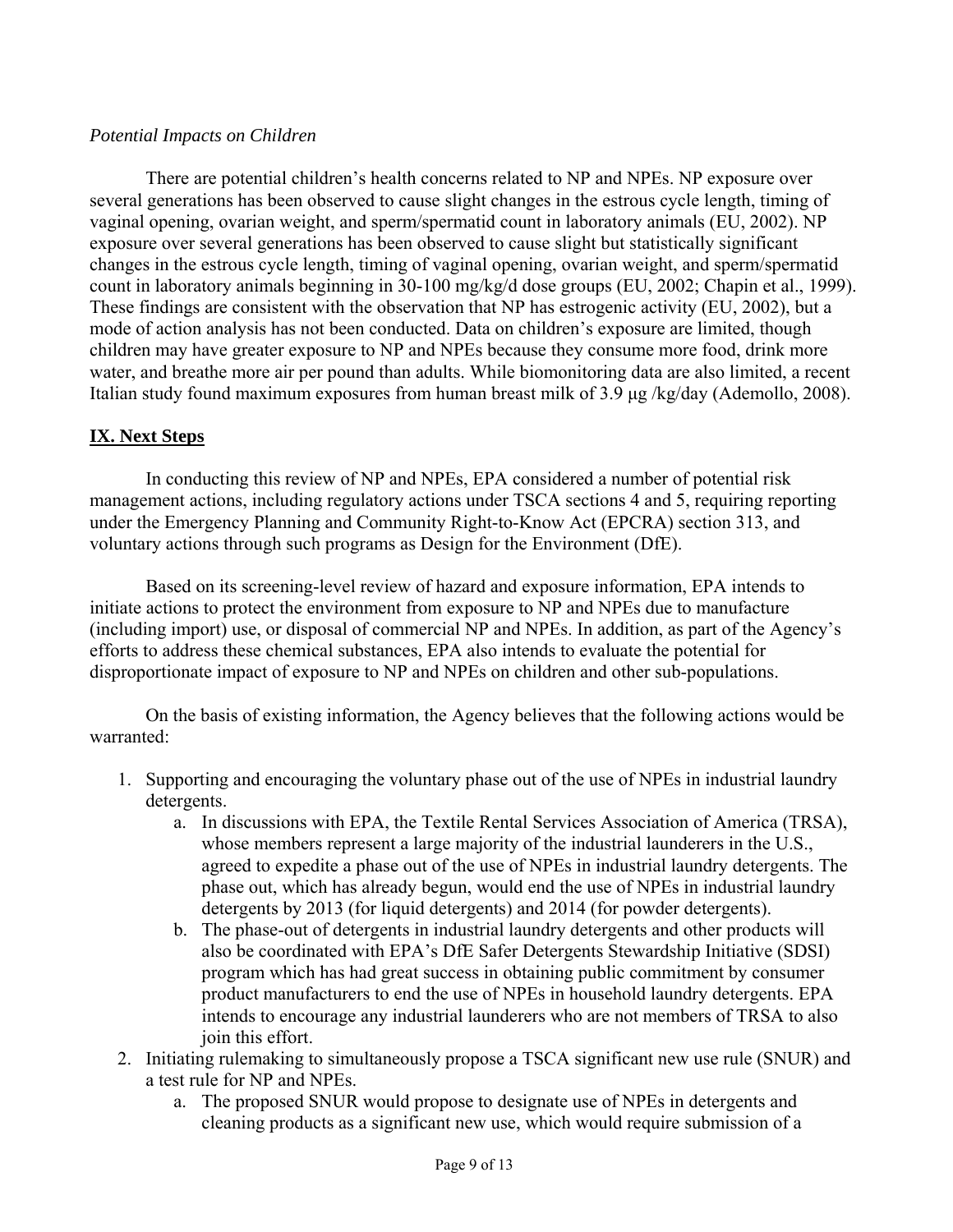*Potential Impacts on Children*

There are potential children's health concerns related to NP and NPEs. NP exposure over several generations has been observed to cause slight changes in the estrous cycle length, timing of vaginal opening, ovarian weight, and sperm/spermatid count in laboratory animals (EU, 2002). NP exposure over several generations has been observed to cause slight but statistically significant changes in the estrous cycle length, timing of vaginal opening, ovarian weight, and sperm/spermatid count in laboratory animals beginning in 30-100 mg/kg/d dose groups (EU, 2002; Chapin et al., 1999). These findings are consistent with the observation that NP has estrogenic activity (EU, 2002), but a mode of action analysis has not been conducted. Data on children's exposure are limited, though children may have greater exposure to NP and NPEs because they consume more food, drink more water, and breathe more air per pound than adults. While biomonitoring data are also limited, a recent Italian study found maximum exposures from human breast milk of 3.9 µg /kg/day (Ademollo, 2008).

## **IX. Next Steps**

In conducting this review of NP and NPEs, EPA considered a number of potential risk management actions, including regulatory actions under TSCA sections 4 and 5, requiring reporting under the Emergency Planning and Community Right-to-Know Act (EPCRA) section 313, and voluntary actions through such programs as Design for the Environment (DfE).

Based on its screening-level review of hazard and exposure information, EPA intends to initiate actions to protect the environment from exposure to NP and NPEs due to manufacture (including import) use, or disposal of commercial NP and NPEs. In addition, as part of the Agency's efforts to address these chemical substances, EPA also intends to evaluate the potential for disproportionate impact of exposure to NP and NPEs on children and other sub-populations.

On the basis of existing information, the Agency believes that the following actions would be warranted:

1. Supporting and encouraging the voluntary phase out of the use of NPEs in industrial laundry detergents.
    a. In discussions with EPA, the Textile Rental Services Association of America (TRSA), whose members represent a large majority of the industrial launderers in the U.S., agreed to expedite a phase out of the use of NPEs in industrial laundry detergents. The phase out, which has already begun, would end the use of NPEs in industrial laundry detergents by 2013 (for liquid detergents) and 2014 (for powder detergents).
    b. The phase-out of detergents in industrial laundry detergents and other products will also be coordinated with EPA's DfE Safer Detergents Stewardship Initiative (SDSI) program which has had great success in obtaining public commitment by consumer product manufacturers to end the use of NPEs in household laundry detergents. EPA intends to encourage any industrial launderers who are not members of TRSA to also join this effort.
2. Initiating rulemaking to simultaneously propose a TSCA significant new use rule (SNUR) and a test rule for NP and NPEs.
    a. The proposed SNUR would propose to designate use of NPEs in detergents and cleaning products as a significant new use, which would require submission of a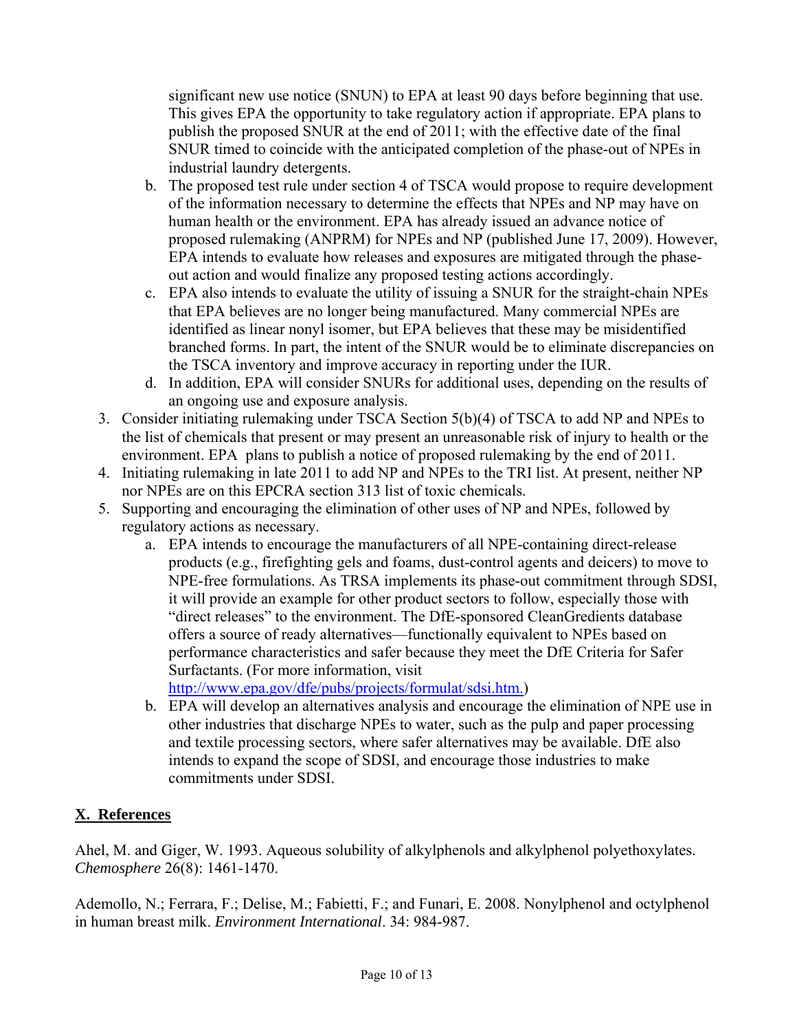significant new use notice (SNUN) to EPA at least 90 days before beginning that use. This gives EPA the opportunity to take regulatory action if appropriate. EPA plans to publish the proposed SNUR at the end of 2011; with the effective date of the final SNUR timed to coincide with the anticipated completion of the phase-out of NPEs in industrial laundry detergents.

   b. The proposed test rule under section 4 of TSCA would propose to require development of the information necessary to determine the effects that NPEs and NP may have on human health or the environment. EPA has already issued an advance notice of proposed rulemaking (ANPRM) for NPEs and NP (published June 17, 2009). However, EPA intends to evaluate how releases and exposures are mitigated through the phase-out action and would finalize any proposed testing actions accordingly.
   c. EPA also intends to evaluate the utility of issuing a SNUR for the straight-chain NPEs that EPA believes are no longer being manufactured. Many commercial NPEs are identified as linear nonyl isomer, but EPA believes that these may be misidentified branched forms. In part, the intent of the SNUR would be to eliminate discrepancies on the TSCA inventory and improve accuracy in reporting under the IUR.
   d. In addition, EPA will consider SNURs for additional uses, depending on the results of an ongoing use and exposure analysis.

3. Consider initiating rulemaking under TSCA Section 5(b)(4) of TSCA to add NP and NPEs to the list of chemicals that present or may present an unreasonable risk of injury to health or the environment. EPA plans to publish a notice of proposed rulemaking by the end of 2011.
4. Initiating rulemaking in late 2011 to add NP and NPEs to the TRI list. At present, neither NP nor NPEs are on this EPCRA section 313 list of toxic chemicals.
5. Supporting and encouraging the elimination of other uses of NP and NPEs, followed by regulatory actions as necessary.
   a. EPA intends to encourage the manufacturers of all NPE-containing direct-release products (e.g., firefighting gels and foams, dust-control agents and deicers) to move to NPE-free formulations. As TRSA implements its phase-out commitment through SDSI, it will provide an example for other product sectors to follow, especially those with "direct releases" to the environment. The DfE-sponsored CleanGredients database offers a source of ready alternatives—functionally equivalent to NPEs based on performance characteristics and safer because they meet the DfE Criteria for Safer Surfactants. (For more information, visit http://www.epa.gov/dfe/pubs/projects/formulat/sdsi.htm.)
   b. EPA will develop an alternatives analysis and encourage the elimination of NPE use in other industries that discharge NPEs to water, such as the pulp and paper processing and textile processing sectors, where safer alternatives may be available. DfE also intends to expand the scope of SDSI, and encourage those industries to make commitments under SDSI.

## X. References

Ahel, M. and Giger, W. 1993. Aqueous solubility of alkylphenols and alkylphenol polyethoxylates. *Chemosphere* 26(8): 1461-1470.

Ademollo, N.; Ferrara, F.; Delise, M.; Fabietti, F.; and Funari, E. 2008. Nonylphenol and octylphenol in human breast milk. *Environment International*. 34: 984-987.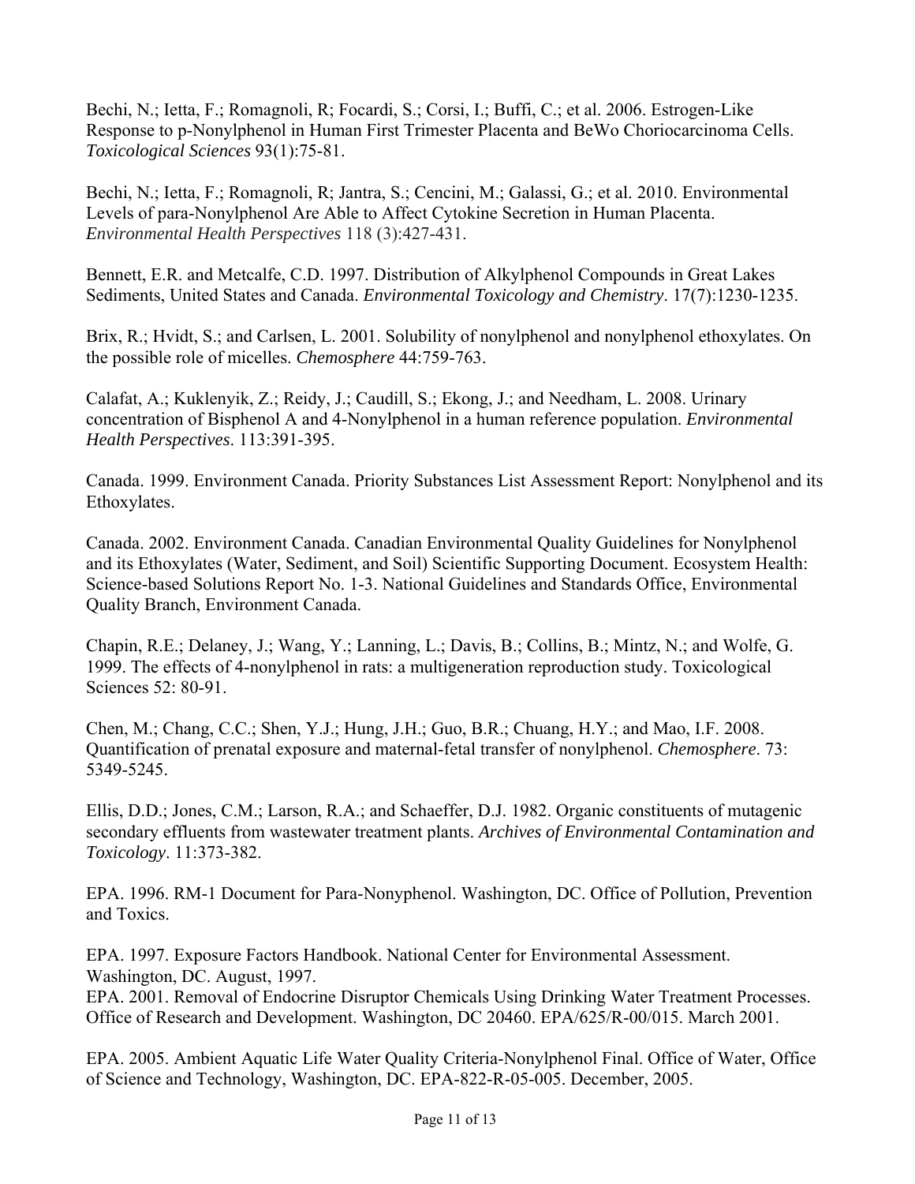Bechi, N.; Ietta, F.; Romagnoli, R; Focardi, S.; Corsi, I.; Buffi, C.; et al. 2006. Estrogen-Like Response to p-Nonylphenol in Human First Trimester Placenta and BeWo Choriocarcinoma Cells. *Toxicological Sciences* 93(1):75-81.

Bechi, N.; Ietta, F.; Romagnoli, R; Jantra, S.; Cencini, M.; Galassi, G.; et al. 2010. Environmental Levels of para-Nonylphenol Are Able to Affect Cytokine Secretion in Human Placenta. *Environmental Health Perspectives* 118 (3):427-431.

Bennett, E.R. and Metcalfe, C.D. 1997. Distribution of Alkylphenol Compounds in Great Lakes Sediments, United States and Canada. *Environmental Toxicology and Chemistry*. 17(7):1230-1235.

Brix, R.; Hvidt, S.; and Carlsen, L. 2001. Solubility of nonylphenol and nonylphenol ethoxylates. On the possible role of micelles. *Chemosphere* 44:759-763.

Calafat, A.; Kuklenyik, Z.; Reidy, J.; Caudill, S.; Ekong, J.; and Needham, L. 2008. Urinary concentration of Bisphenol A and 4-Nonylphenol in a human reference population. *Environmental Health Perspectives*. 113:391-395.

Canada. 1999. Environment Canada. Priority Substances List Assessment Report: Nonylphenol and its Ethoxylates.

Canada. 2002. Environment Canada. Canadian Environmental Quality Guidelines for Nonylphenol and its Ethoxylates (Water, Sediment, and Soil) Scientific Supporting Document. Ecosystem Health: Science-based Solutions Report No. 1-3. National Guidelines and Standards Office, Environmental Quality Branch, Environment Canada.

Chapin, R.E.; Delaney, J.; Wang, Y.; Lanning, L.; Davis, B.; Collins, B.; Mintz, N.; and Wolfe, G. 1999. The effects of 4-nonylphenol in rats: a multigeneration reproduction study. Toxicological Sciences 52: 80-91.

Chen, M.; Chang, C.C.; Shen, Y.J.; Hung, J.H.; Guo, B.R.; Chuang, H.Y.; and Mao, I.F. 2008. Quantification of prenatal exposure and maternal-fetal transfer of nonylphenol. *Chemosphere*. 73: 5349-5245.

Ellis, D.D.; Jones, C.M.; Larson, R.A.; and Schaeffer, D.J. 1982. Organic constituents of mutagenic secondary effluents from wastewater treatment plants. *Archives of Environmental Contamination and Toxicology*. 11:373-382.

EPA. 1996. RM-1 Document for Para-Nonyphenol. Washington, DC. Office of Pollution, Prevention and Toxics.

EPA. 1997. Exposure Factors Handbook. National Center for Environmental Assessment. Washington, DC. August, 1997.

EPA. 2001. Removal of Endocrine Disruptor Chemicals Using Drinking Water Treatment Processes. Office of Research and Development. Washington, DC 20460. EPA/625/R-00/015. March 2001.

EPA. 2005. Ambient Aquatic Life Water Quality Criteria-Nonylphenol Final. Office of Water, Office of Science and Technology, Washington, DC. EPA-822-R-05-005. December, 2005.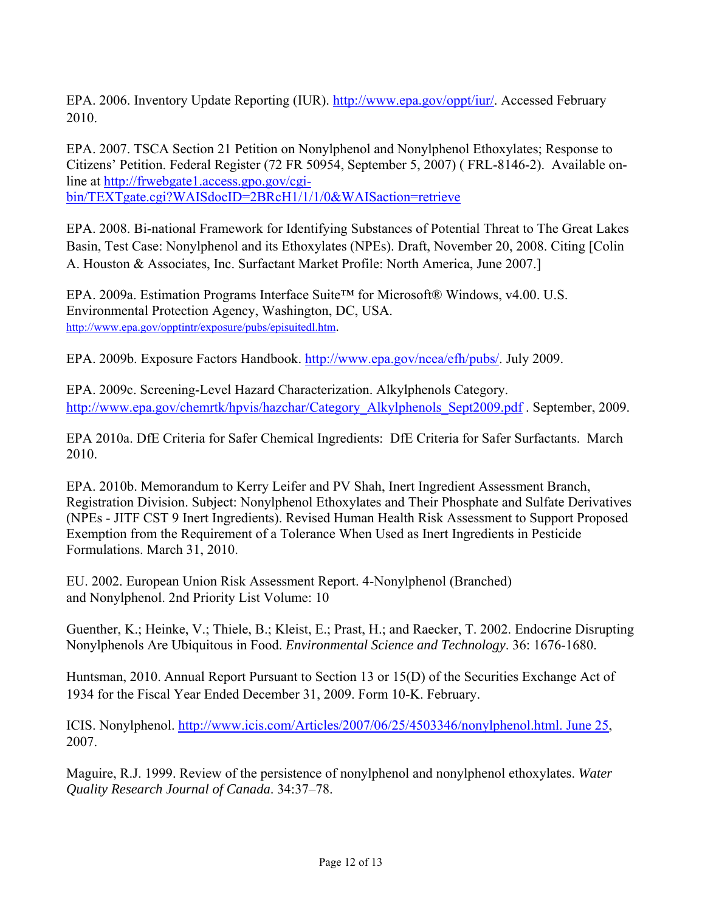EPA. 2006. Inventory Update Reporting (IUR). http://www.epa.gov/oppt/iur/. Accessed February 2010.

EPA. 2007. TSCA Section 21 Petition on Nonylphenol and Nonylphenol Ethoxylates; Response to Citizens' Petition. Federal Register (72 FR 50954, September 5, 2007) ( FRL-8146-2). Available on-line at http://frwebgate1.access.gpo.gov/cgi-bin/TEXTgate.cgi?WAISdocID=2BRcH1/1/1/0&WAISaction=retrieve

EPA. 2008. Bi-national Framework for Identifying Substances of Potential Threat to The Great Lakes Basin, Test Case: Nonylphenol and its Ethoxylates (NPEs). Draft, November 20, 2008. Citing [Colin A. Houston & Associates, Inc. Surfactant Market Profile: North America, June 2007.]

EPA. 2009a. Estimation Programs Interface Suite™ for Microsoft® Windows, v4.00. U.S. Environmental Protection Agency, Washington, DC, USA. http://www.epa.gov/opptintr/exposure/pubs/episuitedl.htm.

EPA. 2009b. Exposure Factors Handbook. http://www.epa.gov/ncea/efh/pubs/. July 2009.

EPA. 2009c. Screening-Level Hazard Characterization. Alkylphenols Category. http://www.epa.gov/chemrtk/hpvis/hazchar/Category_Alkylphenols_Sept2009.pdf . September, 2009.

EPA 2010a. DfE Criteria for Safer Chemical Ingredients: DfE Criteria for Safer Surfactants. March 2010.

EPA. 2010b. Memorandum to Kerry Leifer and PV Shah, Inert Ingredient Assessment Branch, Registration Division. Subject: Nonylphenol Ethoxylates and Their Phosphate and Sulfate Derivatives (NPEs - JITF CST 9 Inert Ingredients). Revised Human Health Risk Assessment to Support Proposed Exemption from the Requirement of a Tolerance When Used as Inert Ingredients in Pesticide Formulations. March 31, 2010.

EU. 2002. European Union Risk Assessment Report. 4-Nonylphenol (Branched) and Nonylphenol. 2nd Priority List Volume: 10

Guenther, K.; Heinke, V.; Thiele, B.; Kleist, E.; Prast, H.; and Raecker, T. 2002. Endocrine Disrupting Nonylphenols Are Ubiquitous in Food. *Environmental Science and Technology*. 36: 1676-1680.

Huntsman, 2010. Annual Report Pursuant to Section 13 or 15(D) of the Securities Exchange Act of 1934 for the Fiscal Year Ended December 31, 2009. Form 10-K. February.

ICIS. Nonylphenol. http://www.icis.com/Articles/2007/06/25/4503346/nonylphenol.html. June 25, 2007.

Maguire, R.J. 1999. Review of the persistence of nonylphenol and nonylphenol ethoxylates. *Water Quality Research Journal of Canada*. 34:37–78.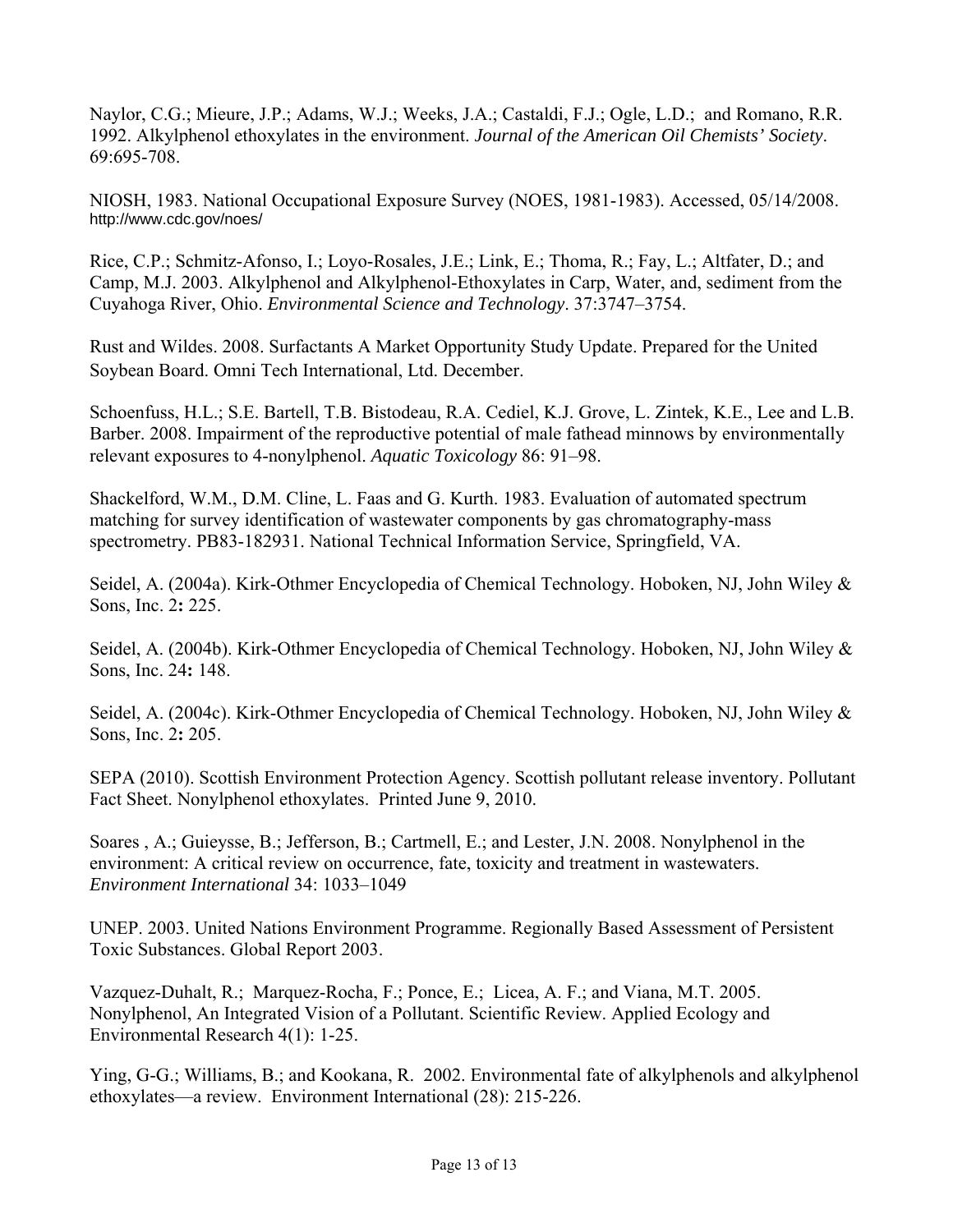Naylor, C.G.; Mieure, J.P.; Adams, W.J.; Weeks, J.A.; Castaldi, F.J.; Ogle, L.D.; and Romano, R.R. 1992. Alkylphenol ethoxylates in the environment. *Journal of the American Oil Chemists' Society*. 69:695-708.

NIOSH, 1983. National Occupational Exposure Survey (NOES, 1981-1983). Accessed, 05/14/2008. http://www.cdc.gov/noes/

Rice, C.P.; Schmitz-Afonso, I.; Loyo-Rosales, J.E.; Link, E.; Thoma, R.; Fay, L.; Altfater, D.; and Camp, M.J. 2003. Alkylphenol and Alkylphenol-Ethoxylates in Carp, Water, and, sediment from the Cuyahoga River, Ohio. *Environmental Science and Technology*. 37:3747–3754.

Rust and Wildes. 2008. Surfactants A Market Opportunity Study Update. Prepared for the United Soybean Board. Omni Tech International, Ltd. December.

Schoenfuss, H.L.; S.E. Bartell, T.B. Bistodeau, R.A. Cediel, K.J. Grove, L. Zintek, K.E., Lee and L.B. Barber. 2008. Impairment of the reproductive potential of male fathead minnows by environmentally relevant exposures to 4-nonylphenol. *Aquatic Toxicology* 86: 91–98.

Shackelford, W.M., D.M. Cline, L. Faas and G. Kurth. 1983. Evaluation of automated spectrum matching for survey identification of wastewater components by gas chromatography-mass spectrometry. PB83-182931. National Technical Information Service, Springfield, VA.

Seidel, A. (2004a). Kirk-Othmer Encyclopedia of Chemical Technology. Hoboken, NJ, John Wiley & Sons, Inc. 2**:** 225.

Seidel, A. (2004b). Kirk-Othmer Encyclopedia of Chemical Technology. Hoboken, NJ, John Wiley & Sons, Inc. 24**:** 148.

Seidel, A. (2004c). Kirk-Othmer Encyclopedia of Chemical Technology. Hoboken, NJ, John Wiley & Sons, Inc. 2**:** 205.

SEPA (2010). Scottish Environment Protection Agency. Scottish pollutant release inventory. Pollutant Fact Sheet. Nonylphenol ethoxylates. Printed June 9, 2010.

Soares , A.; Guieysse, B.; Jefferson, B.; Cartmell, E.; and Lester, J.N. 2008. Nonylphenol in the environment: A critical review on occurrence, fate, toxicity and treatment in wastewaters. *Environment International* 34: 1033–1049

UNEP. 2003. United Nations Environment Programme. Regionally Based Assessment of Persistent Toxic Substances. Global Report 2003.

Vazquez-Duhalt, R.; Marquez-Rocha, F.; Ponce, E.; Licea, A. F.; and Viana, M.T. 2005. Nonylphenol, An Integrated Vision of a Pollutant. Scientific Review. Applied Ecology and Environmental Research 4(1): 1-25.

Ying, G-G.; Williams, B.; and Kookana, R. 2002. Environmental fate of alkylphenols and alkylphenol ethoxylates—a review. Environment International (28): 215-226.